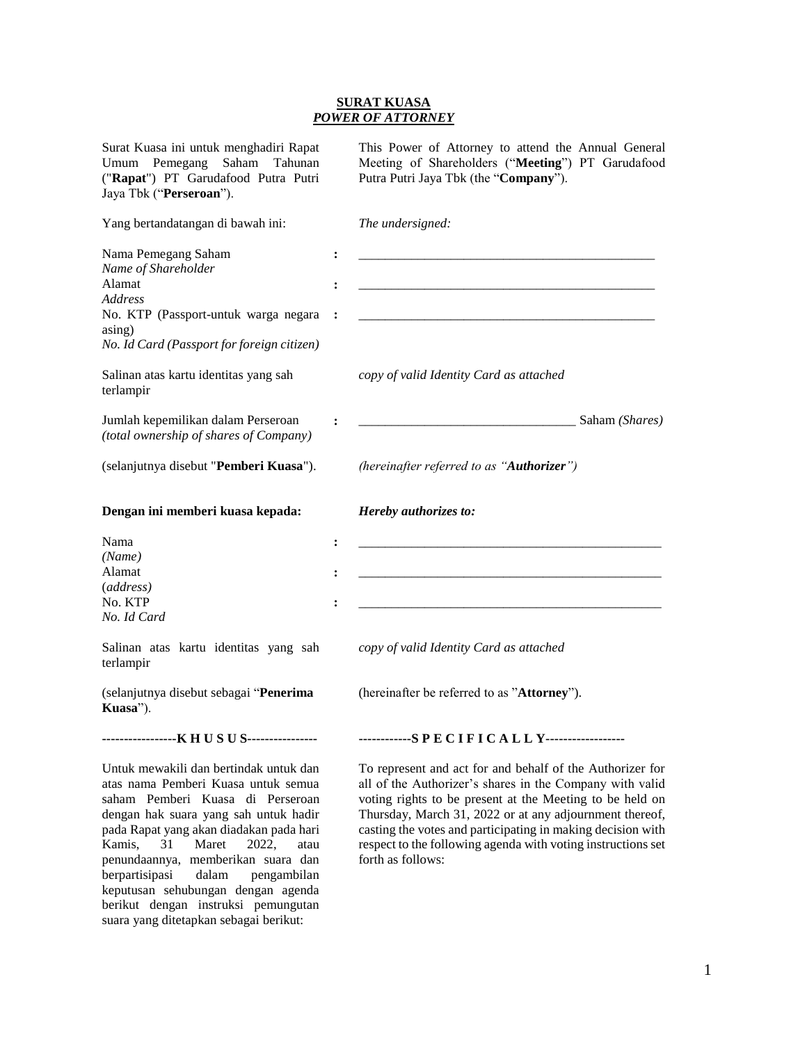**SURAT KUASA**
***POWER OF ATTORNEY***

Surat Kuasa ini untuk menghadiri Rapat Umum Pemegang Saham Tahunan ("**Rapat**") PT Garudafood Putra Putri Jaya Tbk ("**Perseroan**").

This Power of Attorney to attend the Annual General Meeting of Shareholders ("**Meeting**") PT Garudafood Putra Putri Jaya Tbk (the "**Company**").

Yang bertandatangan di bawah ini: *The undersigned:*

| | | |
|---|---|---|
| Nama Pemegang Saham *Name of Shareholder* | : | _______________________________________________ |
| Alamat *Address* | : | _______________________________________________ |
| No. KTP (Passport-untuk warga negara asing) *No. Id Card (Passport for foreign citizen)* | : | _______________________________________________ |

Salinan atas kartu identitas yang sah terlampir — *copy of valid Identity Card as attached*

Jumlah kepemilikan dalam Perseroan *(total ownership of shares of Company)* : _________________________________ Saham *(Shares)*

(selanjutnya disebut "**Pemberi Kuasa**"). *(hereinafter referred to as "**Authorizer**")*

**Dengan ini memberi kuasa kepada:** ***Hereby authorizes to:***

| | | |
|---|---|---|
| Nama *(Name)* | : | ________________________________________________ |
| Alamat (*address*) | : | ________________________________________________ |
| No. KTP *No. Id Card* | : | ________________________________________________ |

Salinan atas kartu identitas yang sah terlampir — *copy of valid Identity Card as attached*

(selanjutnya disebut sebagai "**Penerima Kuasa**"). (hereinafter be referred to as "**Attorney**").

-----------------**K H U S U S**----------------

------------**S P E C I F I C A L L Y**------------------

Untuk mewakili dan bertindak untuk dan atas nama Pemberi Kuasa untuk semua saham Pemberi Kuasa di Perseroan dengan hak suara yang sah untuk hadir pada Rapat yang akan diadakan pada hari Kamis, 31 Maret 2022, atau penundaannya, memberikan suara dan berpartisipasi dalam pengambilan keputusan sehubungan dengan agenda berikut dengan instruksi pemungutan suara yang ditetapkan sebagai berikut:

To represent and act for and behalf of the Authorizer for all of the Authorizer's shares in the Company with valid voting rights to be present at the Meeting to be held on Thursday, March 31, 2022 or at any adjournment thereof, casting the votes and participating in making decision with respect to the following agenda with voting instructions set forth as follows: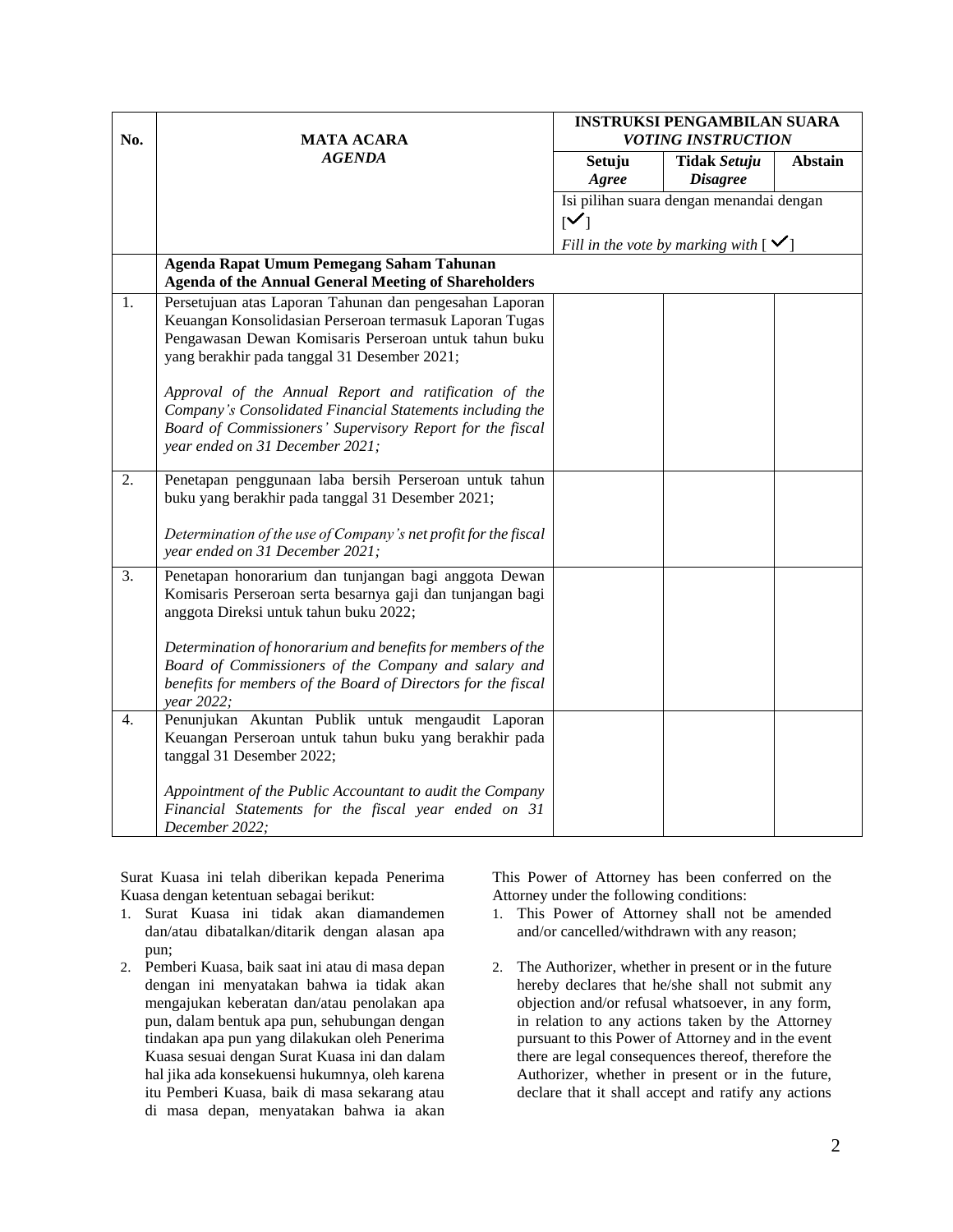| No. | MATA ACARA<br>*AGENDA* | INSTRUKSI PENGAMBILAN SUARA<br>*VOTING INSTRUCTION* | | |
|---|---|---|---|---|
| | | **Setuju**<br>***Agree*** | **Tidak *Setuju***<br>***Disagree*** | **Abstain** |
| | | Isi pilihan suara dengan menandai dengan [✓]<br>*Fill in the vote by marking with [✓]* | | |
| | **Agenda Rapat Umum Pemegang Saham Tahunan**<br>**Agenda of the Annual General Meeting of Shareholders** | | | |
| 1. | Persetujuan atas Laporan Tahunan dan pengesahan Laporan Keuangan Konsolidasian Perseroan termasuk Laporan Tugas Pengawasan Dewan Komisaris Perseroan untuk tahun buku yang berakhir pada tanggal 31 Desember 2021;<br><br>*Approval of the Annual Report and ratification of the Company's Consolidated Financial Statements including the Board of Commissioners' Supervisory Report for the fiscal year ended on 31 December 2021;* | | | |
| 2. | Penetapan penggunaan laba bersih Perseroan untuk tahun buku yang berakhir pada tanggal 31 Desember 2021;<br><br>*Determination of the use of Company's net profit for the fiscal year ended on 31 December 2021;* | | | |
| 3. | Penetapan honorarium dan tunjangan bagi anggota Dewan Komisaris Perseroan serta besarnya gaji dan tunjangan bagi anggota Direksi untuk tahun buku 2022;<br><br>*Determination of honorarium and benefits for members of the Board of Commissioners of the Company and salary and benefits for members of the Board of Directors for the fiscal year 2022;* | | | |
| 4. | Penunjukan Akuntan Publik untuk mengaudit Laporan Keuangan Perseroan untuk tahun buku yang berakhir pada tanggal 31 Desember 2022;<br><br>*Appointment of the Public Accountant to audit the Company Financial Statements for the fiscal year ended on 31 December 2022;* | | | |

Surat Kuasa ini telah diberikan kepada Penerima Kuasa dengan ketentuan sebagai berikut:

1. Surat Kuasa ini tidak akan diamandemen dan/atau dibatalkan/ditarik dengan alasan apa pun;
2. Pemberi Kuasa, baik saat ini atau di masa depan dengan ini menyatakan bahwa ia tidak akan mengajukan keberatan dan/atau penolakan apa pun, dalam bentuk apa pun, sehubungan dengan tindakan apa pun yang dilakukan oleh Penerima Kuasa sesuai dengan Surat Kuasa ini dan dalam hal jika ada konsekuensi hukumnya, oleh karena itu Pemberi Kuasa, baik di masa sekarang atau di masa depan, menyatakan bahwa ia akan

This Power of Attorney has been conferred on the Attorney under the following conditions:

1. This Power of Attorney shall not be amended and/or cancelled/withdrawn with any reason;
2. The Authorizer, whether in present or in the future hereby declares that he/she shall not submit any objection and/or refusal whatsoever, in any form, in relation to any actions taken by the Attorney pursuant to this Power of Attorney and in the event there are legal consequences thereof, therefore the Authorizer, whether in present or in the future, declare that it shall accept and ratify any actions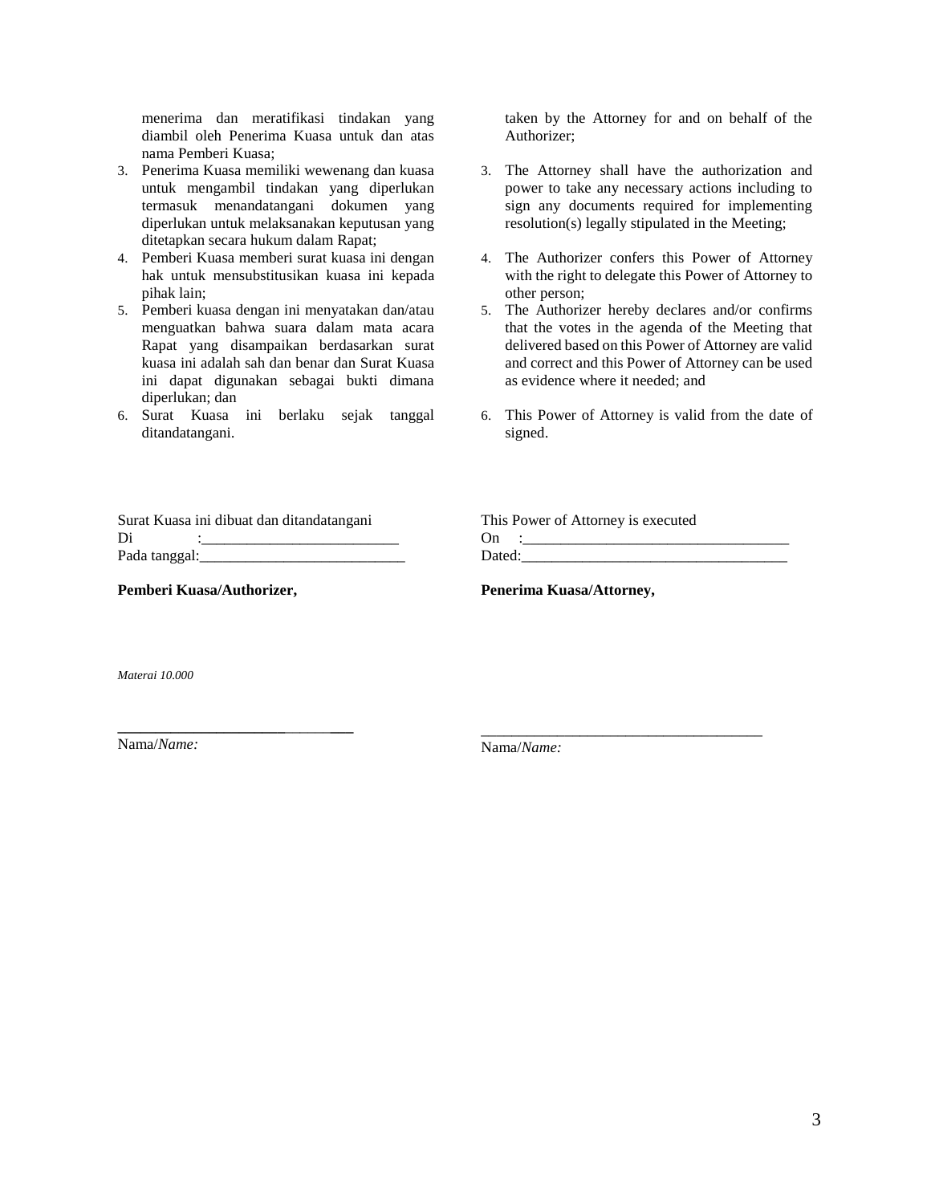menerima dan meratifikasi tindakan yang diambil oleh Penerima Kuasa untuk dan atas nama Pemberi Kuasa;

3. Penerima Kuasa memiliki wewenang dan kuasa untuk mengambil tindakan yang diperlukan termasuk menandatangani dokumen yang diperlukan untuk melaksanakan keputusan yang ditetapkan secara hukum dalam Rapat;
4. Pemberi Kuasa memberi surat kuasa ini dengan hak untuk mensubstitusikan kuasa ini kepada pihak lain;
5. Pemberi kuasa dengan ini menyatakan dan/atau menguatkan bahwa suara dalam mata acara Rapat yang disampaikan berdasarkan surat kuasa ini adalah sah dan benar dan Surat Kuasa ini dapat digunakan sebagai bukti dimana diperlukan; dan
6. Surat Kuasa ini berlaku sejak tanggal ditandatangani.

taken by the Attorney for and on behalf of the Authorizer;

3. The Attorney shall have the authorization and power to take any necessary actions including to sign any documents required for implementing resolution(s) legally stipulated in the Meeting;
4. The Authorizer confers this Power of Attorney with the right to delegate this Power of Attorney to other person;
5. The Authorizer hereby declares and/or confirms that the votes in the agenda of the Meeting that delivered based on this Power of Attorney are valid and correct and this Power of Attorney can be used as evidence where it needed; and
6. This Power of Attorney is valid from the date of signed.

Surat Kuasa ini dibuat dan ditandatangani
Di :__________________________
Pada tanggal:___________________________

This Power of Attorney is executed
On :___________________________________
Dated:___________________________________

**Pemberi Kuasa/Authorizer,**

*Materai 10.000*

_____________________________
Nama/*Name:*

**Penerima Kuasa/Attorney,**

_____________________________________
Nama/*Name:*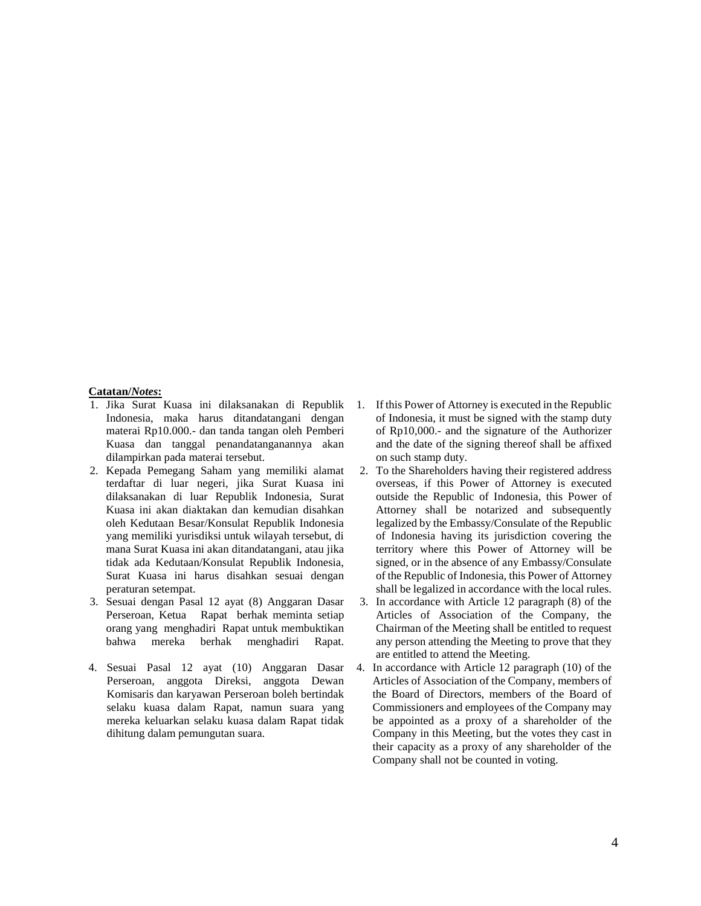**Catatan/*Notes*:**

1. Jika Surat Kuasa ini dilaksanakan di Republik Indonesia, maka harus ditandatangani dengan materai Rp10.000.- dan tanda tangan oleh Pemberi Kuasa dan tanggal penandatanganannya akan dilampirkan pada materai tersebut.
2. Kepada Pemegang Saham yang memiliki alamat terdaftar di luar negeri, jika Surat Kuasa ini dilaksanakan di luar Republik Indonesia, Surat Kuasa ini akan diaktakan dan kemudian disahkan oleh Kedutaan Besar/Konsulat Republik Indonesia yang memiliki yurisdiksi untuk wilayah tersebut, di mana Surat Kuasa ini akan ditandatangani, atau jika tidak ada Kedutaan/Konsulat Republik Indonesia, Surat Kuasa ini harus disahkan sesuai dengan peraturan setempat.
3. Sesuai dengan Pasal 12 ayat (8) Anggaran Dasar Perseroan, Ketua Rapat berhak meminta setiap orang yang menghadiri Rapat untuk membuktikan bahwa mereka berhak menghadiri Rapat.
4. Sesuai Pasal 12 ayat (10) Anggaran Dasar Perseroan, anggota Direksi, anggota Dewan Komisaris dan karyawan Perseroan boleh bertindak selaku kuasa dalam Rapat, namun suara yang mereka keluarkan selaku kuasa dalam Rapat tidak dihitung dalam pemungutan suara.

1. If this Power of Attorney is executed in the Republic of Indonesia, it must be signed with the stamp duty of Rp10,000.- and the signature of the Authorizer and the date of the signing thereof shall be affixed on such stamp duty.
2. To the Shareholders having their registered address overseas, if this Power of Attorney is executed outside the Republic of Indonesia, this Power of Attorney shall be notarized and subsequently legalized by the Embassy/Consulate of the Republic of Indonesia having its jurisdiction covering the territory where this Power of Attorney will be signed, or in the absence of any Embassy/Consulate of the Republic of Indonesia, this Power of Attorney shall be legalized in accordance with the local rules.
3. In accordance with Article 12 paragraph (8) of the Articles of Association of the Company, the Chairman of the Meeting shall be entitled to request any person attending the Meeting to prove that they are entitled to attend the Meeting.
4. In accordance with Article 12 paragraph (10) of the Articles of Association of the Company, members of the Board of Directors, members of the Board of Commissioners and employees of the Company may be appointed as a proxy of a shareholder of the Company in this Meeting, but the votes they cast in their capacity as a proxy of any shareholder of the Company shall not be counted in voting.